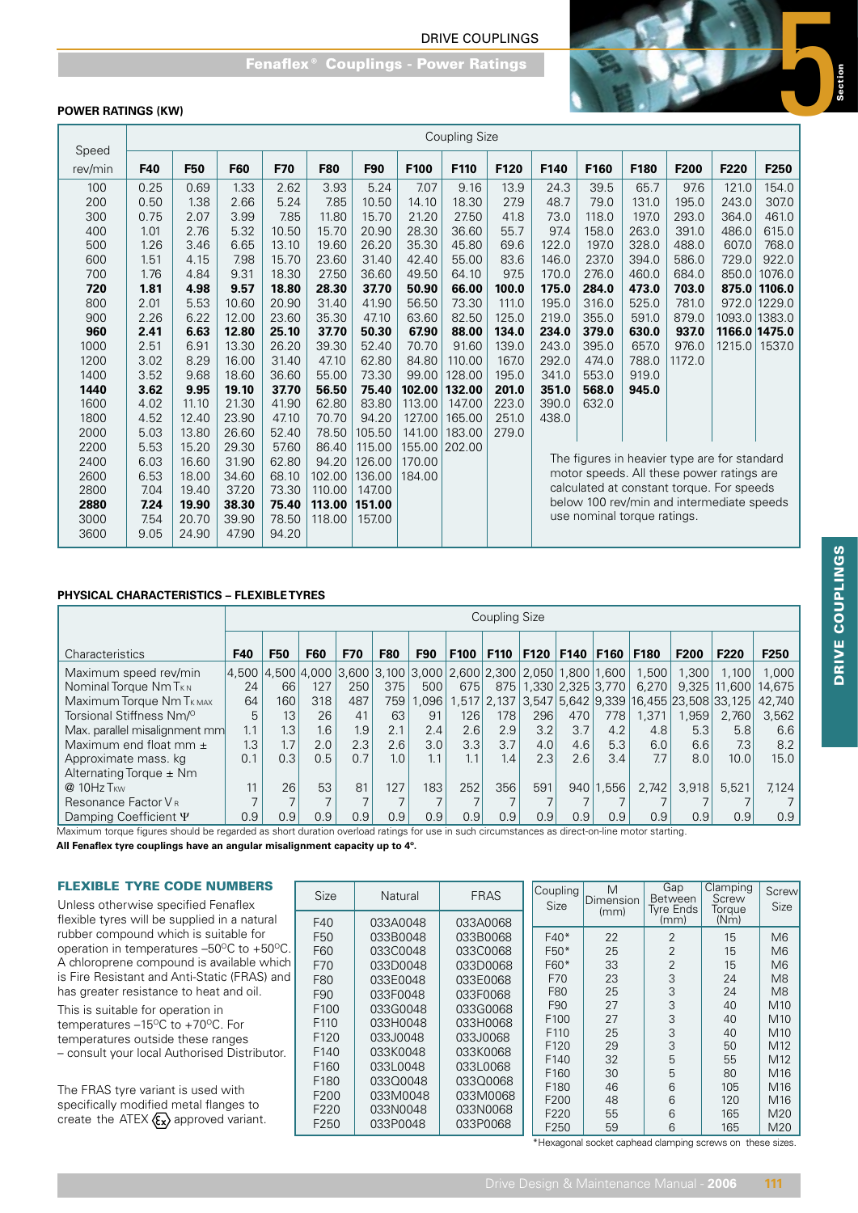# Fenaflex® Couplings - Power Ratings

## POWER RATINGS (KW)

| Speed rev/min | Coupling Size F40 | F50 | F60 | F70 | F80 | F90 | F100 | F110 | F120 | F140 | F160 | F180 | F200 | F220 | F250 |
|---|---|---|---|---|---|---|---|---|---|---|---|---|---|---|---|
| 100 | 0.25 | 0.69 | 1.33 | 2.62 | 3.93 | 5.24 | 7.07 | 9.16 | 13.9 | 24.3 | 39.5 | 65.7 | 97.6 | 121.0 | 154.0 |
| 200 | 0.50 | 1.38 | 2.66 | 5.24 | 7.85 | 10.50 | 14.10 | 18.30 | 27.9 | 48.7 | 79.0 | 131.0 | 195.0 | 243.0 | 307.0 |
| 300 | 0.75 | 2.07 | 3.99 | 7.85 | 11.80 | 15.70 | 21.20 | 27.50 | 41.8 | 73.0 | 118.0 | 197.0 | 293.0 | 364.0 | 461.0 |
| 400 | 1.01 | 2.76 | 5.32 | 10.50 | 15.70 | 20.90 | 28.30 | 36.60 | 55.7 | 97.4 | 158.0 | 263.0 | 391.0 | 486.0 | 615.0 |
| 500 | 1.26 | 3.46 | 6.65 | 13.10 | 19.60 | 26.20 | 35.30 | 45.80 | 69.6 | 122.0 | 197.0 | 328.0 | 488.0 | 607.0 | 768.0 |
| 600 | 1.51 | 4.15 | 7.98 | 15.70 | 23.60 | 31.40 | 42.40 | 55.00 | 83.6 | 146.0 | 237.0 | 394.0 | 586.0 | 729.0 | 922.0 |
| 700 | 1.76 | 4.84 | 9.31 | 18.30 | 27.50 | 36.60 | 49.50 | 64.10 | 97.5 | 170.0 | 276.0 | 460.0 | 684.0 | 850.0 | 1076.0 |
| **720** | **1.81** | **4.98** | **9.57** | **18.80** | **28.30** | **37.70** | **50.90** | **66.00** | **100.0** | **175.0** | **284.0** | **473.0** | **703.0** | **875.0** | **1106.0** |
| 800 | 2.01 | 5.53 | 10.60 | 20.90 | 31.40 | 41.90 | 56.50 | 73.30 | 111.0 | 195.0 | 316.0 | 525.0 | 781.0 | 972.0 | 1229.0 |
| 900 | 2.26 | 6.22 | 12.00 | 23.60 | 35.30 | 47.10 | 63.60 | 82.50 | 125.0 | 219.0 | 355.0 | 591.0 | 879.0 | 1093.0 | 1383.0 |
| **960** | **2.41** | **6.63** | **12.80** | **25.10** | **37.70** | **50.30** | **67.90** | **88.00** | **134.0** | **234.0** | **379.0** | **630.0** | **937.0** | **1166.0** | **1475.0** |
| 1000 | 2.51 | 6.91 | 13.30 | 26.20 | 39.30 | 52.40 | 70.70 | 91.60 | 139.0 | 243.0 | 395.0 | 657.0 | 976.0 | 1215.0 | 1537.0 |
| 1200 | 3.02 | 8.29 | 16.00 | 31.40 | 47.10 | 62.80 | 84.80 | 110.00 | 167.0 | 292.0 | 474.0 | 788.0 | 1172.0 | | |
| 1400 | 3.52 | 9.68 | 18.60 | 36.60 | 55.00 | 73.30 | 99.00 | 128.00 | 195.0 | 341.0 | 553.0 | 919.0 | | | |
| **1440** | **3.62** | **9.95** | **19.10** | **37.70** | **56.50** | **75.40** | **102.00** | **132.00** | **201.0** | **351.0** | **568.0** | **945.0** | | | |
| 1600 | 4.02 | 11.10 | 21.30 | 41.90 | 62.80 | 83.80 | 113.00 | 147.00 | 223.0 | 390.0 | 632.0 | | | | |
| 1800 | 4.52 | 12.40 | 23.90 | 47.10 | 70.70 | 94.20 | 127.00 | 165.00 | 251.0 | 438.0 | | | | | |
| 2000 | 5.03 | 13.80 | 26.60 | 52.40 | 78.50 | 105.50 | 141.00 | 183.00 | 279.0 | | | | | | |
| 2200 | 5.53 | 15.20 | 29.30 | 57.60 | 86.40 | 115.00 | 155.00 | 202.00 | | | | | | | |
| 2400 | 6.03 | 16.60 | 31.90 | 62.80 | 94.20 | 126.00 | 170.00 | | | | | | | | |
| 2600 | 6.53 | 18.00 | 34.60 | 68.10 | 102.00 | 136.00 | 184.00 | | | | | | | | |
| 2800 | 7.04 | 19.40 | 37.20 | 73.30 | 110.00 | 147.00 | | | | | | | | | |
| **2880** | **7.24** | **19.90** | **38.30** | **75.40** | **113.00** | **151.00** | | | | | | | | | |
| 3000 | 7.54 | 20.70 | 39.90 | 78.50 | 118.00 | 157.00 | | | | | | | | | |
| 3600 | 9.05 | 24.90 | 47.90 | 94.20 | | | | | | | | | | | |

The figures in heavier type are for standard motor speeds. All these power ratings are calculated at constant torque. For speeds below 100 rev/min and intermediate speeds use nominal torque ratings.

## PHYSICAL CHARACTERISTICS – FLEXIBLE TYRES

| Characteristics | Coupling Size F40 | F50 | F60 | F70 | F80 | F90 | F100 | F110 | F120 | F140 | F160 | F180 | F200 | F220 | F250 |
|---|---|---|---|---|---|---|---|---|---|---|---|---|---|---|---|
| Maximum speed rev/min | 4,500 | 4,500 | 4,000 | 3,600 | 3,100 | 3,000 | 2,600 | 2,300 | 2,050 | 1,800 | 1,600 | 1,500 | 1,300 | 1,100 | 1,000 |
| Nominal Torque Nm $T_{KN}$ | 24 | 66 | 127 | 250 | 375 | 500 | 675 | 875 | 1,330 | 2,325 | 3,770 | 6,270 | 9,325 | 11,600 | 14,675 |
| Maximum Torque Nm $T_{K\,MAX}$ | 64 | 160 | 318 | 487 | 759 | 1,096 | 1,517 | 2,137 | 3,547 | 5,642 | 9,339 | 16,455 | 23,508 | 33,125 | 42,740 |
| Torsional Stiffness Nm/º | 5 | 13 | 26 | 41 | 63 | 91 | 126 | 178 | 296 | 470 | 778 | 1,371 | 1,959 | 2,760 | 3,562 |
| Max. parallel misalignment mm | 1.1 | 1.3 | 1.6 | 1.9 | 2.1 | 2.4 | 2.6 | 2.9 | 3.2 | 3.7 | 4.2 | 4.8 | 5.3 | 5.8 | 6.6 |
| Maximum end float mm ± | 1.3 | 1.7 | 2.0 | 2.3 | 2.6 | 3.0 | 3.3 | 3.7 | 4.0 | 4.6 | 5.3 | 6.0 | 6.6 | 7.3 | 8.2 |
| Approximate mass. kg | 0.1 | 0.3 | 0.5 | 0.7 | 1.0 | 1.1 | 1.1 | 1.4 | 2.3 | 2.6 | 3.4 | 7.7 | 8.0 | 10.0 | 15.0 |
| Alternating Torque ± Nm @ 10Hz $T_{KW}$ | 11 | 26 | 53 | 81 | 127 | 183 | 252 | 356 | 591 | 940 | 1,556 | 2,742 | 3,918 | 5,521 | 7,124 |
| Resonance Factor $V_R$ | 7 | 7 | 7 | 7 | 7 | 7 | 7 | 7 | 7 | 7 | 7 | 7 | 7 | 7 | 7 |
| Damping Coefficient $\Psi$ | 0.9 | 0.9 | 0.9 | 0.9 | 0.9 | 0.9 | 0.9 | 0.9 | 0.9 | 0.9 | 0.9 | 0.9 | 0.9 | 0.9 | 0.9 |

Maximum torque figures should be regarded as short duration overload ratings for use in such circumstances as direct-on-line motor starting.

**All Fenaflex tyre couplings have an angular misalignment capacity up to 4º.**

## FLEXIBLE TYRE CODE NUMBERS

Unless otherwise specified Fenaflex flexible tyres will be supplied in a natural rubber compound which is suitable for operation in temperatures –50ºC to +50ºC. A chloroprene compound is available which is Fire Resistant and Anti-Static (FRAS) and has greater resistance to heat and oil.

This is suitable for operation in temperatures –15ºC to +70ºC. For temperatures outside these ranges – consult your local Authorised Distributor.

The FRAS tyre variant is used with specifically modified metal flanges to create the ATEX (Ex) approved variant.

| Size | Natural | FRAS |
|---|---|---|
| F40 | 033A0048 | 033A0068 |
| F50 | 033B0048 | 033B0068 |
| F60 | 033C0048 | 033C0068 |
| F70 | 033D0048 | 033D0068 |
| F80 | 033E0048 | 033E0068 |
| F90 | 033F0048 | 033F0068 |
| F100 | 033G0048 | 033G0068 |
| F110 | 033H0048 | 033H0068 |
| F120 | 033J0048 | 033J0068 |
| F140 | 033K0048 | 033K0068 |
| F160 | 033L0048 | 033L0068 |
| F180 | 033Q0048 | 033Q0068 |
| F200 | 033M0048 | 033M0068 |
| F220 | 033N0048 | 033N0068 |
| F250 | 033P0048 | 033P0068 |

| Coupling Size | M Dimension (mm) | Gap Between Tyre Ends (mm) | Clamping Screw Torque (Nm) | Screw Size |
|---|---|---|---|---|
| F40* | 22 | 2 | 15 | M6 |
| F50* | 25 | 2 | 15 | M6 |
| F60* | 33 | 2 | 15 | M6 |
| F70 | 23 | 3 | 24 | M8 |
| F80 | 25 | 3 | 24 | M8 |
| F90 | 27 | 3 | 40 | M10 |
| F100 | 27 | 3 | 40 | M10 |
| F110 | 25 | 3 | 40 | M10 |
| F120 | 29 | 3 | 50 | M12 |
| F140 | 32 | 5 | 55 | M12 |
| F160 | 30 | 5 | 80 | M16 |
| F180 | 46 | 6 | 105 | M16 |
| F200 | 48 | 6 | 120 | M16 |
| F220 | 55 | 6 | 165 | M20 |
| F250 | 59 | 6 | 165 | M20 |

*Hexagonal socket caphead clamping screws on these sizes.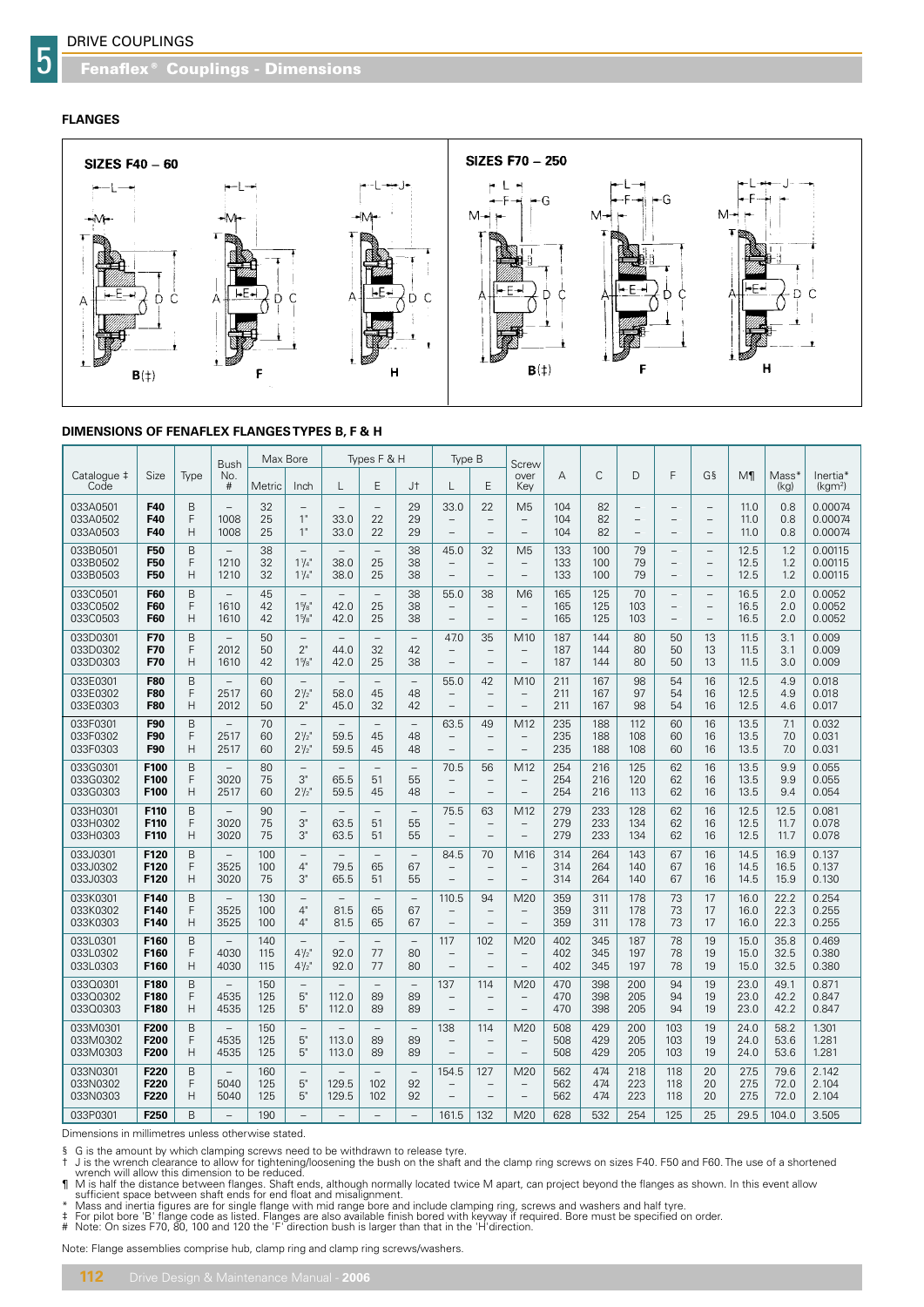## Fenaflex® Couplings - Dimensions

### FLANGES

SIZES F40 – 60

B(‡) F H

SIZES F70 – 250

B(‡) F H

### DIMENSIONS OF FENAFLEX FLANGES TYPES B, F & H

| Catalogue ‡ Code | Size | Type | Bush No. # | Max Bore | | Types F & H | | | Type B | | Screw over Key | A | C | D | F | G§ | M¶ | Mass* (kg) | Inertia* (kgm²) |
|---|---|---|---|---|---|---|---|---|---|---|---|---|---|---|---|---|---|---|---|
| | | | | Metric | Inch | L | E | J† | L | E | | | | | | | | | |
| 033A0501 | F40 | B | – | 32 | – | – | – | 29 | 33.0 | 22 | M5 | 104 | 82 | – | – | – | 11.0 | 0.8 | 0.00074 |
| 033A0502 | F40 | F | 1008 | 25 | 1" | 33.0 | 22 | 29 | – | – | – | 104 | 82 | – | – | – | 11.0 | 0.8 | 0.00074 |
| 033A0503 | F40 | H | 1008 | 25 | 1" | 33.0 | 22 | 29 | – | – | – | 104 | 82 | – | – | – | 11.0 | 0.8 | 0.00074 |
| 033B0501 | F50 | B | – | 38 | – | – | – | 38 | 45.0 | 32 | M5 | 133 | 100 | 79 | – | – | 12.5 | 1.2 | 0.00115 |
| 033B0502 | F50 | F | 1210 | 32 | 1¼" | 38.0 | 25 | 38 | – | – | – | 133 | 100 | 79 | – | – | 12.5 | 1.2 | 0.00115 |
| 033B0503 | F50 | H | 1210 | 32 | 1¼" | 38.0 | 25 | 38 | – | – | – | 133 | 100 | 79 | – | – | 12.5 | 1.2 | 0.00115 |
| 033C0501 | F60 | B | – | 45 | – | – | – | 38 | 55.0 | 38 | M6 | 165 | 125 | 70 | – | – | 16.5 | 2.0 | 0.0052 |
| 033C0502 | F60 | F | 1610 | 42 | 1⅝" | 42.0 | 25 | 38 | – | – | – | 165 | 125 | 103 | – | – | 16.5 | 2.0 | 0.0052 |
| 033C0503 | F60 | H | 1610 | 42 | 1⅝" | 42.0 | 25 | 38 | – | – | – | 165 | 125 | 103 | – | – | 16.5 | 2.0 | 0.0052 |
| 033D0301 | F70 | B | – | 50 | – | – | – | – | 47.0 | 35 | M10 | 187 | 144 | 80 | 50 | 13 | 11.5 | 3.1 | 0.009 |
| 033D0302 | F70 | F | 2012 | 50 | 2" | 44.0 | 32 | 42 | – | – | – | 187 | 144 | 80 | 50 | 13 | 11.5 | 3.1 | 0.009 |
| 033D0303 | F70 | H | 1610 | 42 | 1⅝" | 42.0 | 25 | 38 | – | – | – | 187 | 144 | 80 | 50 | 13 | 11.5 | 3.0 | 0.009 |
| 033E0301 | F80 | B | – | 60 | – | – | – | – | 55.0 | 42 | M10 | 211 | 167 | 98 | 54 | 16 | 12.5 | 4.9 | 0.018 |
| 033E0302 | F80 | F | 2517 | 60 | 2½" | 58.0 | 45 | 48 | – | – | – | 211 | 167 | 97 | 54 | 16 | 12.5 | 4.9 | 0.018 |
| 033E0303 | F80 | H | 2012 | 50 | 2" | 45.0 | 32 | 42 | – | – | – | 211 | 167 | 98 | 54 | 16 | 12.5 | 4.6 | 0.017 |
| 033F0301 | F90 | B | – | 70 | – | – | – | – | 63.5 | 49 | M12 | 235 | 188 | 112 | 60 | 16 | 13.5 | 7.1 | 0.032 |
| 033F0302 | F90 | F | 2517 | 60 | 2½" | 59.5 | 45 | 48 | – | – | – | 235 | 188 | 108 | 60 | 16 | 13.5 | 7.0 | 0.031 |
| 033F0303 | F90 | H | 2517 | 60 | 2½" | 59.5 | 45 | 48 | – | – | – | 235 | 188 | 108 | 60 | 16 | 13.5 | 7.0 | 0.031 |
| 033G0301 | F100 | B | – | 80 | – | – | – | – | 70.5 | 56 | M12 | 254 | 216 | 125 | 62 | 16 | 13.5 | 9.9 | 0.055 |
| 033G0302 | F100 | F | 3020 | 75 | 3" | 65.5 | 51 | 55 | – | – | – | 254 | 216 | 120 | 62 | 16 | 13.5 | 9.9 | 0.055 |
| 033G0303 | F100 | H | 2517 | 60 | 2½" | 59.5 | 45 | 48 | – | – | – | 254 | 216 | 113 | 62 | 16 | 13.5 | 9.4 | 0.054 |
| 033H0301 | F110 | B | – | 90 | – | – | – | – | 75.5 | 63 | M12 | 279 | 233 | 128 | 62 | 16 | 12.5 | 12.5 | 0.081 |
| 033H0302 | F110 | F | 3020 | 75 | 3" | 63.5 | 51 | 55 | – | – | – | 279 | 233 | 134 | 62 | 16 | 12.5 | 11.7 | 0.078 |
| 033H0303 | F110 | H | 3020 | 75 | 3" | 63.5 | 51 | 55 | – | – | – | 279 | 233 | 134 | 62 | 16 | 12.5 | 11.7 | 0.078 |
| 033J0301 | F120 | B | – | 100 | – | – | – | – | 84.5 | 70 | M16 | 314 | 264 | 143 | 67 | 16 | 14.5 | 16.9 | 0.137 |
| 033J0302 | F120 | F | 3525 | 100 | 4" | 79.5 | 65 | 67 | – | – | – | 314 | 264 | 140 | 67 | 16 | 14.5 | 16.5 | 0.137 |
| 033J0303 | F120 | H | 3020 | 75 | 3" | 65.5 | 51 | 55 | – | – | – | 314 | 264 | 140 | 67 | 16 | 14.5 | 15.9 | 0.130 |
| 033K0301 | F140 | B | – | 130 | – | – | – | – | 110.5 | 94 | M20 | 359 | 311 | 178 | 73 | 17 | 16.0 | 22.2 | 0.254 |
| 033K0302 | F140 | F | 3525 | 100 | 4" | 81.5 | 65 | 67 | – | – | – | 359 | 311 | 178 | 73 | 17 | 16.0 | 22.3 | 0.255 |
| 033K0303 | F140 | H | 3525 | 100 | 4" | 81.5 | 65 | 67 | – | – | – | 359 | 311 | 178 | 73 | 17 | 16.0 | 22.3 | 0.255 |
| 033L0301 | F160 | B | – | 140 | – | – | – | – | 117 | 102 | M20 | 402 | 345 | 187 | 78 | 19 | 15.0 | 35.8 | 0.469 |
| 033L0302 | F160 | F | 4030 | 115 | 4½" | 92.0 | 77 | 80 | – | – | – | 402 | 345 | 197 | 78 | 19 | 15.0 | 32.5 | 0.380 |
| 033L0303 | F160 | H | 4030 | 115 | 4½" | 92.0 | 77 | 80 | – | – | – | 402 | 345 | 197 | 78 | 19 | 15.0 | 32.5 | 0.380 |
| 033Q0301 | F180 | B | – | 150 | – | – | – | – | 137 | 114 | M20 | 470 | 398 | 200 | 94 | 19 | 23.0 | 49.1 | 0.871 |
| 033Q0302 | F180 | F | 4535 | 125 | 5" | 112.0 | 89 | 89 | – | – | – | 470 | 398 | 205 | 94 | 19 | 23.0 | 42.2 | 0.847 |
| 033Q0303 | F180 | H | 4535 | 125 | 5" | 112.0 | 89 | 89 | – | – | – | 470 | 398 | 205 | 94 | 19 | 23.0 | 42.2 | 0.847 |
| 033M0301 | F200 | B | – | 150 | – | – | – | – | 138 | 114 | M20 | 508 | 429 | 200 | 103 | 19 | 24.0 | 58.2 | 1.301 |
| 033M0302 | F200 | F | 4535 | 125 | 5" | 113.0 | 89 | 89 | – | – | – | 508 | 429 | 205 | 103 | 19 | 24.0 | 53.6 | 1.281 |
| 033M0303 | F200 | H | 4535 | 125 | 5" | 113.0 | 89 | 89 | – | – | – | 508 | 429 | 205 | 103 | 19 | 24.0 | 53.6 | 1.281 |
| 033N0301 | F220 | B | – | 160 | – | – | – | – | 154.5 | 127 | M20 | 562 | 474 | 218 | 118 | 20 | 27.5 | 79.6 | 2.142 |
| 033N0302 | F220 | F | 5040 | 125 | 5" | 129.5 | 102 | 92 | – | – | – | 562 | 474 | 223 | 118 | 20 | 27.5 | 72.0 | 2.104 |
| 033N0303 | F220 | H | 5040 | 125 | 5" | 129.5 | 102 | 92 | – | – | – | 562 | 474 | 223 | 118 | 20 | 27.5 | 72.0 | 2.104 |
| 033P0301 | F250 | B | – | 190 | – | – | – | – | 161.5 | 132 | M20 | 628 | 532 | 254 | 125 | 25 | 29.5 | 104.0 | 3.505 |

Dimensions in millimetres unless otherwise stated.

§ G is the amount by which clamping screws need to be withdrawn to release tyre.
† J is the wrench clearance to allow for tightening/loosening the bush on the shaft and the clamp ring screws on sizes F40. F50 and F60. The use of a shortened wrench will allow this dimension to be reduced.
¶ M is half the distance between flanges. Shaft ends, although normally located twice M apart, can project beyond the flanges as shown. In this event allow sufficient space between shaft ends for end float and misalignment.
\* Mass and inertia figures are for single flange with mid range bore and include clamping ring, screws and washers and half tyre.
‡ For pilot bore 'B' flange code as listed. Flanges are also available finish bored with keyway if required. Bore must be specified on order.
\# Note: On sizes F70, 80, 100 and 120 the 'F' direction bush is larger than that in the 'H' direction.

Note: Flange assemblies comprise hub, clamp ring and clamp ring screws/washers.